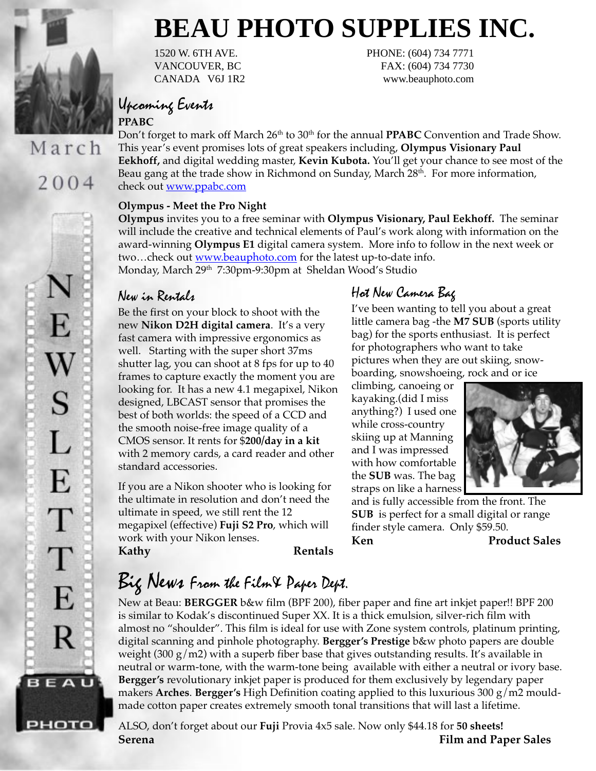# BEAU PHOTO SUPPLIES INC.

1520 W. 6TH AVE.
VANCOUVER, BC
CANADA V6J 1R2

PHONE: (604) 734 7771
FAX: (604) 734 7730
www.beauphoto.com

March 2004

NEWSLETTER

## Upcoming Events

**PPABC**

Don't forget to mark off March 26th to 30th for the annual **PPABC** Convention and Trade Show. This year's event promises lots of great speakers including, **Olympus Visionary Paul Eekhoff,** and digital wedding master, **Kevin Kubota.** You'll get your chance to see most of the Beau gang at the trade show in Richmond on Sunday, March 28th. For more information, check out www.ppabc.com

**Olympus - Meet the Pro Night**

**Olympus** invites you to a free seminar with **Olympus Visionary, Paul Eekhoff.** The seminar will include the creative and technical elements of Paul's work along with information on the award-winning **Olympus E1** digital camera system. More info to follow in the next week or two…check out www.beauphoto.com for the latest up-to-date info.
Monday, March 29th 7:30pm-9:30pm at Sheldan Wood's Studio

## New in Rentals

Be the first on your block to shoot with the new **Nikon D2H digital camera**. It's a very fast camera with impressive ergonomics as well. Starting with the super short 37ms shutter lag, you can shoot at 8 fps for up to 40 frames to capture exactly the moment you are looking for. It has a new 4.1 megapixel, Nikon designed, LBCAST sensor that promises the best of both worlds: the speed of a CCD and the smooth noise-free image quality of a CMOS sensor. It rents for $**200/day in a kit** with 2 memory cards, a card reader and other standard accessories.

If you are a Nikon shooter who is looking for the ultimate in resolution and don't need the ultimate in speed, we still rent the 12 megapixel (effective) **Fuji S2 Pro**, which will work with your Nikon lenses.

**Kathy** **Rentals**

## Hot New Camera Bag

I've been wanting to tell you about a great little camera bag -the **M7 SUB** (sports utility bag) for the sports enthusiast. It is perfect for photographers who want to take pictures when they are out skiing, snow-boarding, snowshoeing, rock and or ice climbing, canoeing or kayaking.(did I miss anything?) I used one while cross-country skiing up at Manning and I was impressed with how comfortable the **SUB** was. The bag straps on like a harness and is fully accessible from the front. The **SUB** is perfect for a small digital or range finder style camera. Only $59.50.

**Ken** **Product Sales**

## Big News From the Film & Paper Dept.

New at Beau: **BERGGER** b&w film (BPF 200), fiber paper and fine art inkjet paper!! BPF 200 is similar to Kodak's discontinued Super XX. It is a thick emulsion, silver-rich film with almost no "shoulder". This film is ideal for use with Zone system controls, platinum printing, digital scanning and pinhole photography. **Bergger's Prestige** b&w photo papers are double weight (300 g/m2) with a superb fiber base that gives outstanding results. It's available in neutral or warm-tone, with the warm-tone being available with either a neutral or ivory base. **Bergger's** revolutionary inkjet paper is produced for them exclusively by legendary paper makers **Arches**. **Bergger's** High Definition coating applied to this luxurious 300 g/m2 mould-made cotton paper creates extremely smooth tonal transitions that will last a lifetime.

ALSO, don't forget about our **Fuji** Provia 4x5 sale. Now only $44.18 for **50 sheets!**

**Serena** **Film and Paper Sales**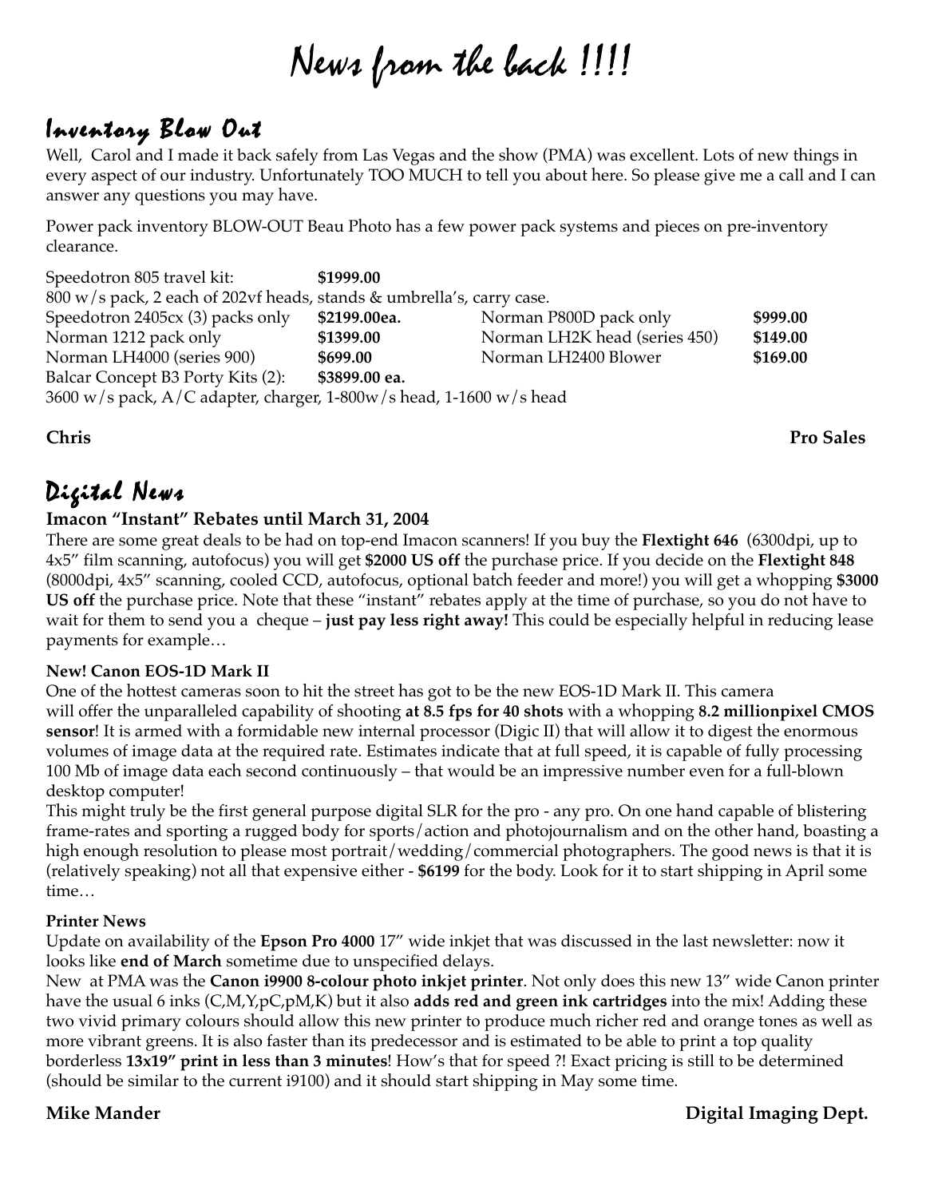# News from the back !!!!

## Inventory Blow Out

Well, Carol and I made it back safely from Las Vegas and the show (PMA) was excellent. Lots of new things in every aspect of our industry. Unfortunately TOO MUCH to tell you about here. So please give me a call and I can answer any questions you may have.

Power pack inventory BLOW-OUT Beau Photo has a few power pack systems and pieces on pre-inventory clearance.

Speedotron 805 travel kit: **$1999.00**
800 w/s pack, 2 each of 202vf heads, stands & umbrella's, carry case.

| | | | |
|---|---|---|---|
| Speedotron 2405cx (3) packs only | **$2199.00ea.** | Norman P800D pack only | **$999.00** |
| Norman 1212 pack only | **$1399.00** | Norman LH2K head (series 450) | **$149.00** |
| Norman LH4000 (series 900) | **$699.00** | Norman LH2400 Blower | **$169.00** |

Balcar Concept B3 Porty Kits (2): **$3899.00 ea.**
3600 w/s pack, A/C adapter, charger, 1-800w/s head, 1-1600 w/s head

**Chris** **Pro Sales**

## Digital News

### Imacon "Instant" Rebates until March 31, 2004

There are some great deals to be had on top-end Imacon scanners! If you buy the **Flextight 646** (6300dpi, up to 4x5" film scanning, autofocus) you will get **$2000 US off** the purchase price. If you decide on the **Flextight 848** (8000dpi, 4x5" scanning, cooled CCD, autofocus, optional batch feeder and more!) you will get a whopping **$3000 US off** the purchase price. Note that these "instant" rebates apply at the time of purchase, so you do not have to wait for them to send you a cheque – **just pay less right away!** This could be especially helpful in reducing lease payments for example…

### New! Canon EOS-1D Mark II

One of the hottest cameras soon to hit the street has got to be the new EOS-1D Mark II. This camera will offer the unparalleled capability of shooting **at 8.5 fps for 40 shots** with a whopping **8.2 millionpixel CMOS sensor**! It is armed with a formidable new internal processor (Digic II) that will allow it to digest the enormous volumes of image data at the required rate. Estimates indicate that at full speed, it is capable of fully processing 100 Mb of image data each second continuously – that would be an impressive number even for a full-blown desktop computer!

This might truly be the first general purpose digital SLR for the pro - any pro. On one hand capable of blistering frame-rates and sporting a rugged body for sports/action and photojournalism and on the other hand, boasting a high enough resolution to please most portrait/wedding/commercial photographers. The good news is that it is (relatively speaking) not all that expensive either - **$6199** for the body. Look for it to start shipping in April some time…

### Printer News

Update on availability of the **Epson Pro 4000** 17" wide inkjet that was discussed in the last newsletter: now it looks like **end of March** sometime due to unspecified delays.

New at PMA was the **Canon i9900 8-colour photo inkjet printer**. Not only does this new 13" wide Canon printer have the usual 6 inks (C,M,Y,pC,pM,K) but it also **adds red and green ink cartridges** into the mix! Adding these two vivid primary colours should allow this new printer to produce much richer red and orange tones as well as more vibrant greens. It is also faster than its predecessor and is estimated to be able to print a top quality borderless **13x19" print in less than 3 minutes**! How's that for speed ?! Exact pricing is still to be determined (should be similar to the current i9100) and it should start shipping in May some time.

**Mike Mander** **Digital Imaging Dept.**